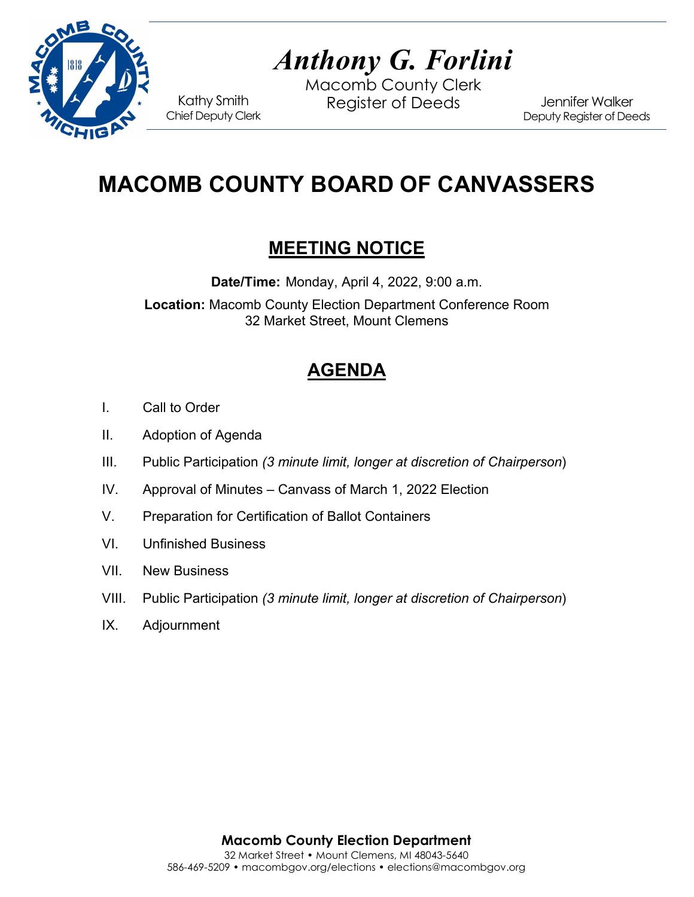*Anthony G. Forlini*

Macomb County Clerk
Register of Deeds

Kathy Smith
Chief Deputy Clerk

Jennifer Walker
Deputy Register of Deeds

# MACOMB COUNTY BOARD OF CANVASSERS

## MEETING NOTICE

**Date/Time:** Monday, April 4, 2022, 9:00 a.m.

**Location:** Macomb County Election Department Conference Room
32 Market Street, Mount Clemens

## AGENDA

I. Call to Order

II. Adoption of Agenda

III. Public Participation *(3 minute limit, longer at discretion of Chairperson)*

IV. Approval of Minutes – Canvass of March 1, 2022 Election

V. Preparation for Certification of Ballot Containers

VI. Unfinished Business

VII. New Business

VIII. Public Participation *(3 minute limit, longer at discretion of Chairperson)*

IX. Adjournment

**Macomb County Election Department**
32 Market Street • Mount Clemens, MI 48043-5640
586-469-5209 • macombgov.org/elections • elections@macombgov.org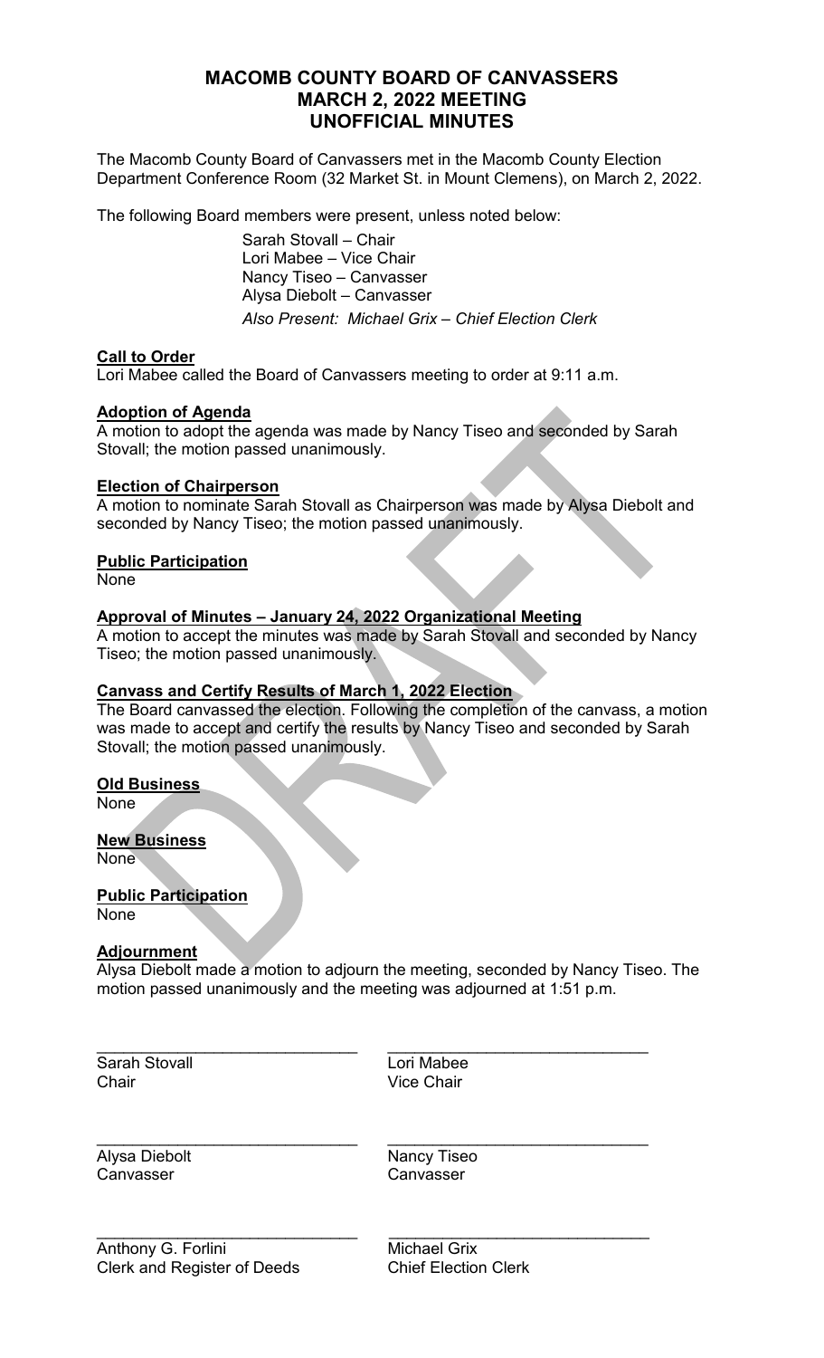# MACOMB COUNTY BOARD OF CANVASSERS
## MARCH 2, 2022 MEETING
## UNOFFICIAL MINUTES

The Macomb County Board of Canvassers met in the Macomb County Election Department Conference Room (32 Market St. in Mount Clemens), on March 2, 2022.

The following Board members were present, unless noted below:

Sarah Stovall – Chair
Lori Mabee – Vice Chair
Nancy Tiseo – Canvasser
Alysa Diebolt – Canvasser
*Also Present: Michael Grix – Chief Election Clerk*

**Call to Order**
Lori Mabee called the Board of Canvassers meeting to order at 9:11 a.m.

**Adoption of Agenda**
A motion to adopt the agenda was made by Nancy Tiseo and seconded by Sarah Stovall; the motion passed unanimously.

**Election of Chairperson**
A motion to nominate Sarah Stovall as Chairperson was made by Alysa Diebolt and seconded by Nancy Tiseo; the motion passed unanimously.

**Public Participation**
None

**Approval of Minutes – January 24, 2022 Organizational Meeting**
A motion to accept the minutes was made by Sarah Stovall and seconded by Nancy Tiseo; the motion passed unanimously.

**Canvass and Certify Results of March 1, 2022 Election**
The Board canvassed the election. Following the completion of the canvass, a motion was made to accept and certify the results by Nancy Tiseo and seconded by Sarah Stovall; the motion passed unanimously.

**Old Business**
None

**New Business**
None

**Public Participation**
None

**Adjournment**
Alysa Diebolt made a motion to adjourn the meeting, seconded by Nancy Tiseo. The motion passed unanimously and the meeting was adjourned at 1:51 p.m.

| | |
|---|---|
| \_\_\_\_\_\_\_\_\_\_\_\_\_\_\_\_\_\_\_\_\_\_\_\_\_\_ Sarah Stovall Chair | \_\_\_\_\_\_\_\_\_\_\_\_\_\_\_\_\_\_\_\_\_\_\_\_\_\_ Lori Mabee Vice Chair |
| \_\_\_\_\_\_\_\_\_\_\_\_\_\_\_\_\_\_\_\_\_\_\_\_\_\_ Alysa Diebolt Canvasser | \_\_\_\_\_\_\_\_\_\_\_\_\_\_\_\_\_\_\_\_\_\_\_\_\_\_ Nancy Tiseo Canvasser |
| \_\_\_\_\_\_\_\_\_\_\_\_\_\_\_\_\_\_\_\_\_\_\_\_\_\_ Anthony G. Forlini Clerk and Register of Deeds | \_\_\_\_\_\_\_\_\_\_\_\_\_\_\_\_\_\_\_\_\_\_\_\_\_\_ Michael Grix Chief Election Clerk |

DRAFT